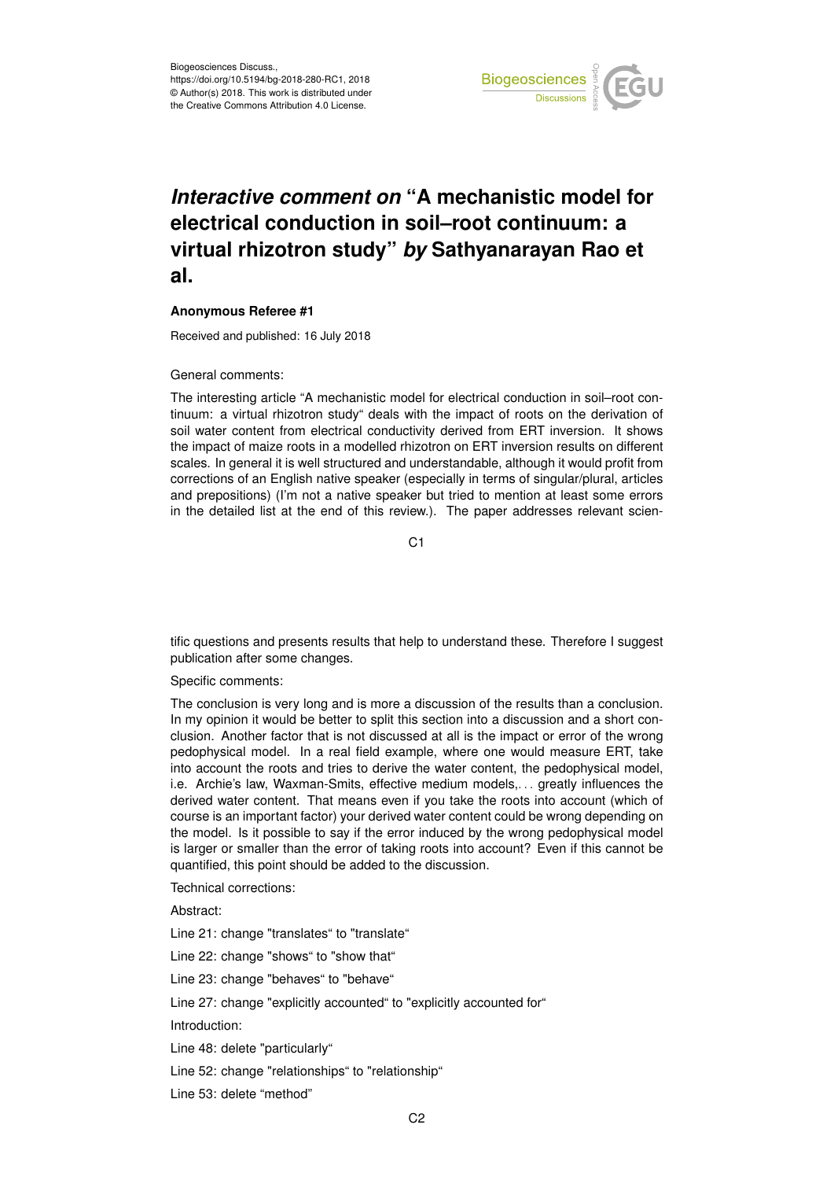# *Interactive comment on* "A mechanistic model for electrical conduction in soil–root continuum: a virtual rhizotron study" *by* Sathyanarayan Rao et al.

**Anonymous Referee #1**

Received and published: 16 July 2018

General comments:

The interesting article "A mechanistic model for electrical conduction in soil–root continuum: a virtual rhizotron study" deals with the impact of roots on the derivation of soil water content from electrical conductivity derived from ERT inversion. It shows the impact of maize roots in a modelled rhizotron on ERT inversion results on different scales. In general it is well structured and understandable, although it would profit from corrections of an English native speaker (especially in terms of singular/plural, articles and prepositions) (I'm not a native speaker but tried to mention at least some errors in the detailed list at the end of this review.). The paper addresses relevant scientific questions and presents results that help to understand these. Therefore I suggest publication after some changes.

Specific comments:

The conclusion is very long and is more a discussion of the results than a conclusion. In my opinion it would be better to split this section into a discussion and a short conclusion. Another factor that is not discussed at all is the impact or error of the wrong pedophysical model. In a real field example, where one would measure ERT, take into account the roots and tries to derive the water content, the pedophysical model, i.e. Archie's law, Waxman-Smits, effective medium models,... greatly influences the derived water content. That means even if you take the roots into account (which of course is an important factor) your derived water content could be wrong depending on the model. Is it possible to say if the error induced by the wrong pedophysical model is larger or smaller than the error of taking roots into account? Even if this cannot be quantified, this point should be added to the discussion.

Technical corrections:

Abstract:

Line 21: change "translates" to "translate"

Line 22: change "shows" to "show that"

Line 23: change "behaves" to "behave"

Line 27: change "explicitly accounted" to "explicitly accounted for"

Introduction:

Line 48: delete "particularly"

Line 52: change "relationships" to "relationship"

Line 53: delete "method"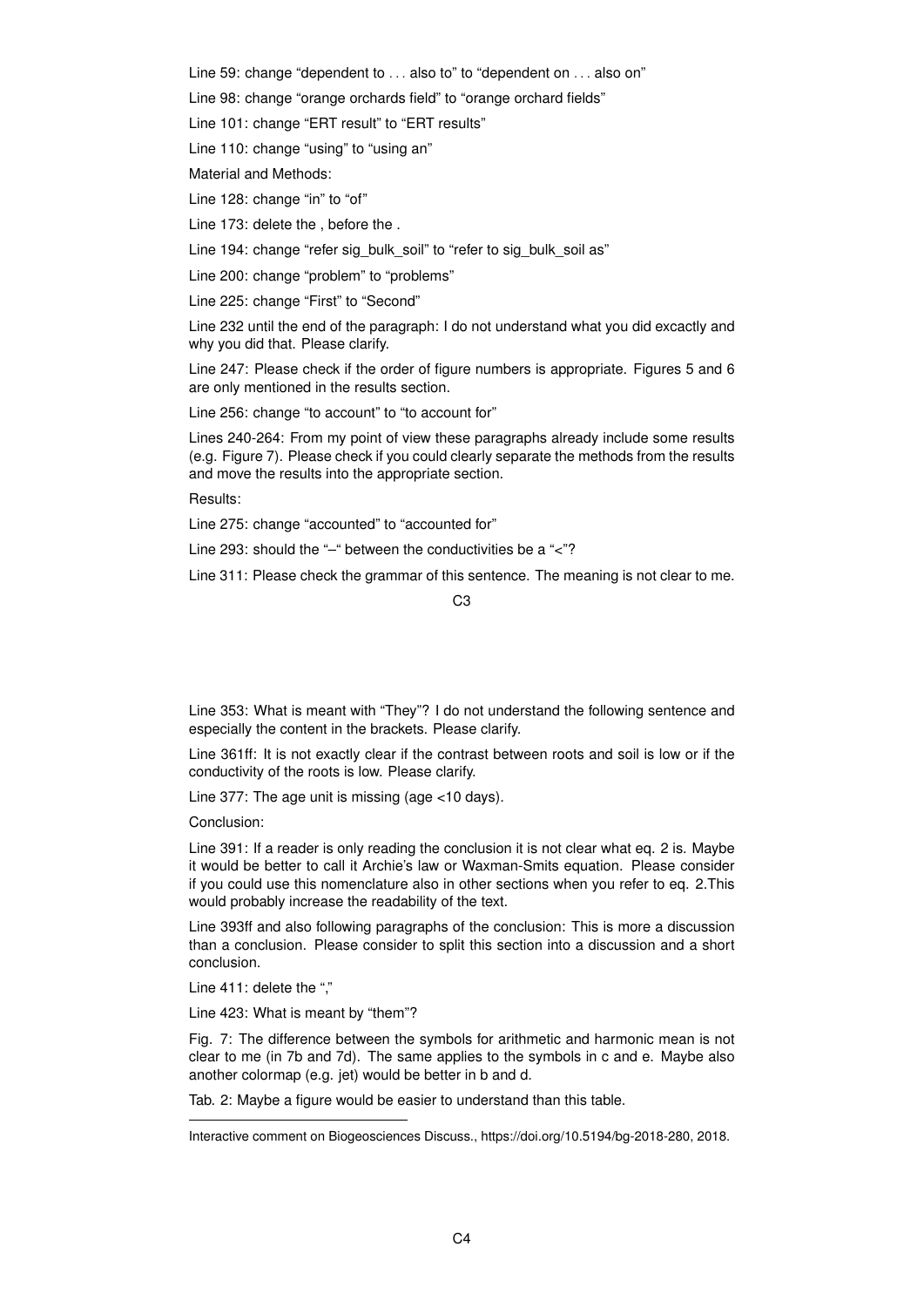Line 59: change “dependent to . . . also to” to “dependent on . . . also on”

Line 98: change “orange orchards field” to “orange orchard fields”

Line 101: change “ERT result” to “ERT results”

Line 110: change “using” to “using an”

Material and Methods:

Line 128: change “in” to “of”

Line 173: delete the , before the .

Line 194: change “refer sig_bulk_soil” to “refer to sig_bulk_soil as”

Line 200: change “problem” to “problems”

Line 225: change “First” to “Second”

Line 232 until the end of the paragraph: I do not understand what you did excactly and why you did that. Please clarify.

Line 247: Please check if the order of figure numbers is appropriate. Figures 5 and 6 are only mentioned in the results section.

Line 256: change “to account” to “to account for”

Lines 240-264: From my point of view these paragraphs already include some results (e.g. Figure 7). Please check if you could clearly separate the methods from the results and move the results into the appropriate section.

Results:

Line 275: change “accounted” to “accounted for”

Line 293: should the “–“ between the conductivities be a “<”?

Line 311: Please check the grammar of this sentence. The meaning is not clear to me.

Line 353: What is meant with “They”? I do not understand the following sentence and especially the content in the brackets. Please clarify.

Line 361ff: It is not exactly clear if the contrast between roots and soil is low or if the conductivity of the roots is low. Please clarify.

Line 377: The age unit is missing (age <10 days).

Conclusion:

Line 391: If a reader is only reading the conclusion it is not clear what eq. 2 is. Maybe it would be better to call it Archie’s law or Waxman-Smits equation. Please consider if you could use this nomenclature also in other sections when you refer to eq. 2.This would probably increase the readability of the text.

Line 393ff and also following paragraphs of the conclusion: This is more a discussion than a conclusion. Please consider to split this section into a discussion and a short conclusion.

Line 411: delete the “,”

Line 423: What is meant by “them”?

Fig. 7: The difference between the symbols for arithmetic and harmonic mean is not clear to me (in 7b and 7d). The same applies to the symbols in c and e. Maybe also another colormap (e.g. jet) would be better in b and d.

Tab. 2: Maybe a figure would be easier to understand than this table.

---

Interactive comment on Biogeosciences Discuss., https://doi.org/10.5194/bg-2018-280, 2018.